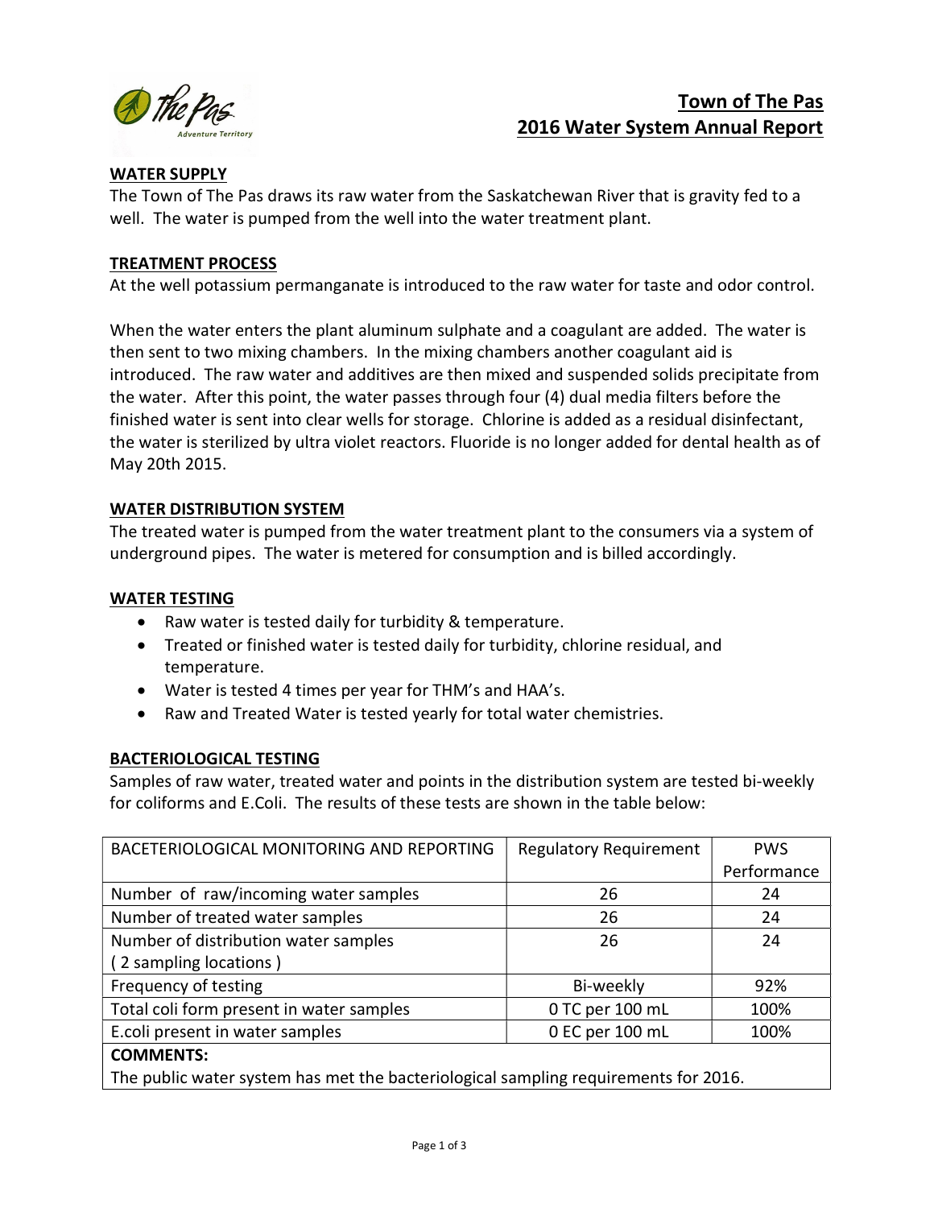# Town of The Pas
# 2016 Water System Annual Report

## WATER SUPPLY

The Town of The Pas draws its raw water from the Saskatchewan River that is gravity fed to a well. The water is pumped from the well into the water treatment plant.

## TREATMENT PROCESS

At the well potassium permanganate is introduced to the raw water for taste and odor control.

When the water enters the plant aluminum sulphate and a coagulant are added. The water is then sent to two mixing chambers. In the mixing chambers another coagulant aid is introduced. The raw water and additives are then mixed and suspended solids precipitate from the water. After this point, the water passes through four (4) dual media filters before the finished water is sent into clear wells for storage. Chlorine is added as a residual disinfectant, the water is sterilized by ultra violet reactors. Fluoride is no longer added for dental health as of May 20th 2015.

## WATER DISTRIBUTION SYSTEM

The treated water is pumped from the water treatment plant to the consumers via a system of underground pipes. The water is metered for consumption and is billed accordingly.

## WATER TESTING

- Raw water is tested daily for turbidity & temperature.
- Treated or finished water is tested daily for turbidity, chlorine residual, and temperature.
- Water is tested 4 times per year for THM's and HAA's.
- Raw and Treated Water is tested yearly for total water chemistries.

## BACTERIOLOGICAL TESTING

Samples of raw water, treated water and points in the distribution system are tested bi-weekly for coliforms and E.Coli. The results of these tests are shown in the table below:

| BACETERIOLOGICAL MONITORING AND REPORTING | Regulatory Requirement | PWS Performance |
|---|---|---|
| Number of raw/incoming water samples | 26 | 24 |
| Number of treated water samples | 26 | 24 |
| Number of distribution water samples ( 2 sampling locations ) | 26 | 24 |
| Frequency of testing | Bi-weekly | 92% |
| Total coli form present in water samples | 0 TC per 100 mL | 100% |
| E.coli present in water samples | 0 EC per 100 mL | 100% |
| **COMMENTS:** The public water system has met the bacteriological sampling requirements for 2016. | | |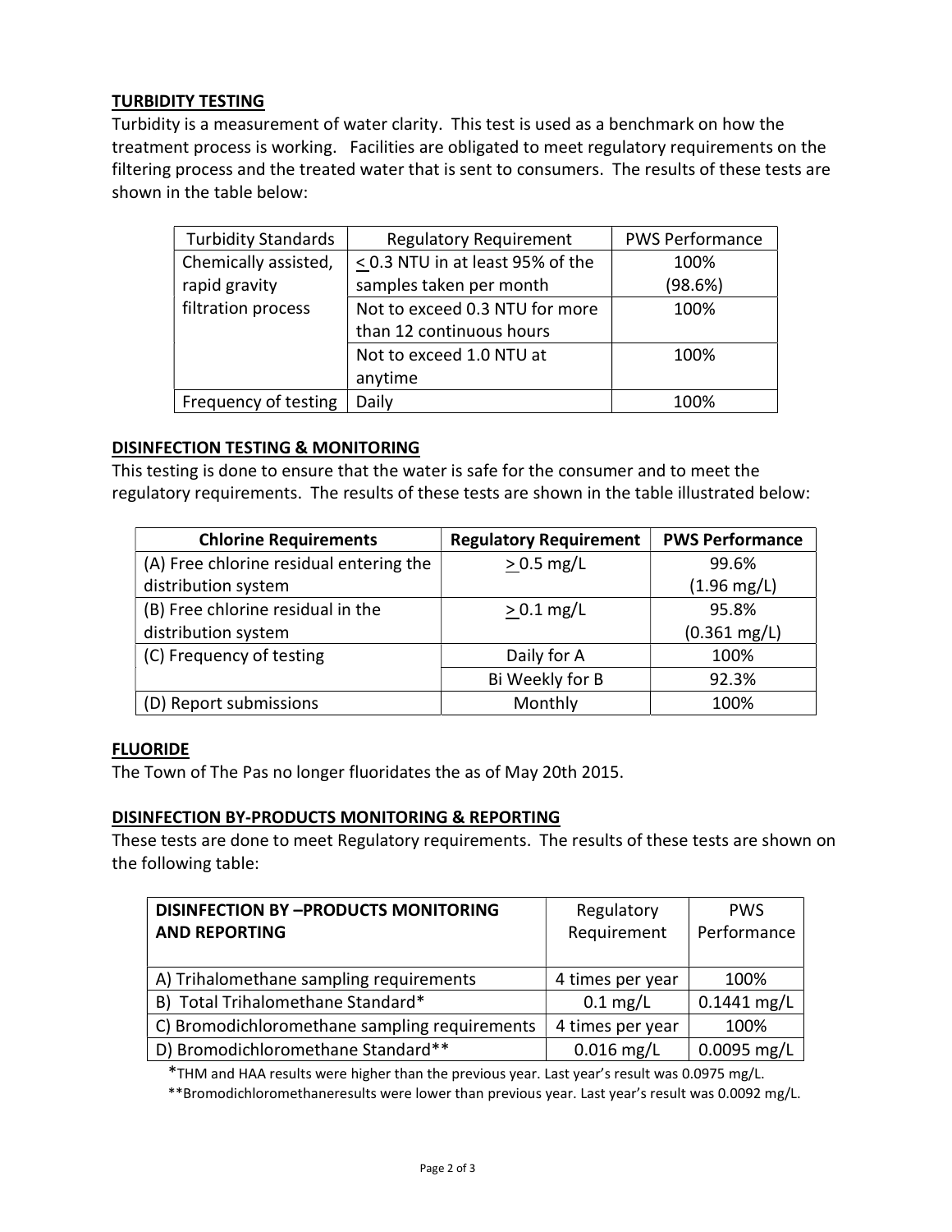## TURBIDITY TESTING

Turbidity is a measurement of water clarity. This test is used as a benchmark on how the treatment process is working. Facilities are obligated to meet regulatory requirements on the filtering process and the treated water that is sent to consumers. The results of these tests are shown in the table below:

| Turbidity Standards | Regulatory Requirement | PWS Performance |
|---|---|---|
| Chemically assisted, rapid gravity filtration process | ≤ 0.3 NTU in at least 95% of the samples taken per month | 100% (98.6%) |
| | Not to exceed 0.3 NTU for more than 12 continuous hours | 100% |
| | Not to exceed 1.0 NTU at anytime | 100% |
| Frequency of testing | Daily | 100% |

## DISINFECTION TESTING & MONITORING

This testing is done to ensure that the water is safe for the consumer and to meet the regulatory requirements. The results of these tests are shown in the table illustrated below:

| Chlorine Requirements | Regulatory Requirement | PWS Performance |
|---|---|---|
| (A) Free chlorine residual entering the distribution system | ≥ 0.5 mg/L | 99.6% (1.96 mg/L) |
| (B) Free chlorine residual in the distribution system | ≥ 0.1 mg/L | 95.8% (0.361 mg/L) |
| (C) Frequency of testing | Daily for A | 100% |
| | Bi Weekly for B | 92.3% |
| (D) Report submissions | Monthly | 100% |

## FLUORIDE

The Town of The Pas no longer fluoridates the as of May 20th 2015.

## DISINFECTION BY-PRODUCTS MONITORING & REPORTING

These tests are done to meet Regulatory requirements. The results of these tests are shown on the following table:

| DISINFECTION BY –PRODUCTS MONITORING AND REPORTING | Regulatory Requirement | PWS Performance |
|---|---|---|
| A) Trihalomethane sampling requirements | 4 times per year | 100% |
| B) Total Trihalomethane Standard* | 0.1 mg/L | 0.1441 mg/L |
| C) Bromodichloromethane sampling requirements | 4 times per year | 100% |
| D) Bromodichloromethane Standard** | 0.016 mg/L | 0.0095 mg/L |

*THM and HAA results were higher than the previous year. Last year's result was 0.0975 mg/L.

**Bromodichloromethaneresults were lower than previous year. Last year's result was 0.0092 mg/L.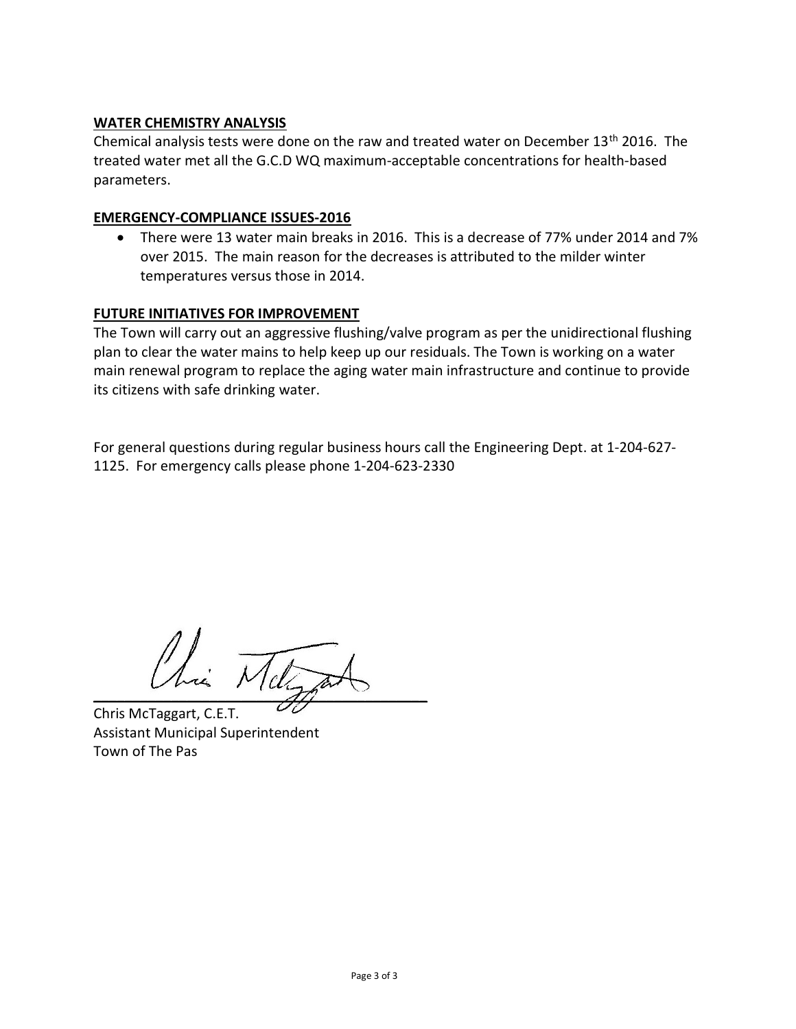**WATER CHEMISTRY ANALYSIS**

Chemical analysis tests were done on the raw and treated water on December 13th 2016. The treated water met all the G.C.D WQ maximum-acceptable concentrations for health-based parameters.

**EMERGENCY-COMPLIANCE ISSUES-2016**

- There were 13 water main breaks in 2016. This is a decrease of 77% under 2014 and 7% over 2015. The main reason for the decreases is attributed to the milder winter temperatures versus those in 2014.

**FUTURE INITIATIVES FOR IMPROVEMENT**

The Town will carry out an aggressive flushing/valve program as per the unidirectional flushing plan to clear the water mains to help keep up our residuals. The Town is working on a water main renewal program to replace the aging water main infrastructure and continue to provide its citizens with safe drinking water.

For general questions during regular business hours call the Engineering Dept. at 1-204-627-1125. For emergency calls please phone 1-204-623-2330

Chris McTaggart, C.E.T.
Assistant Municipal Superintendent
Town of The Pas